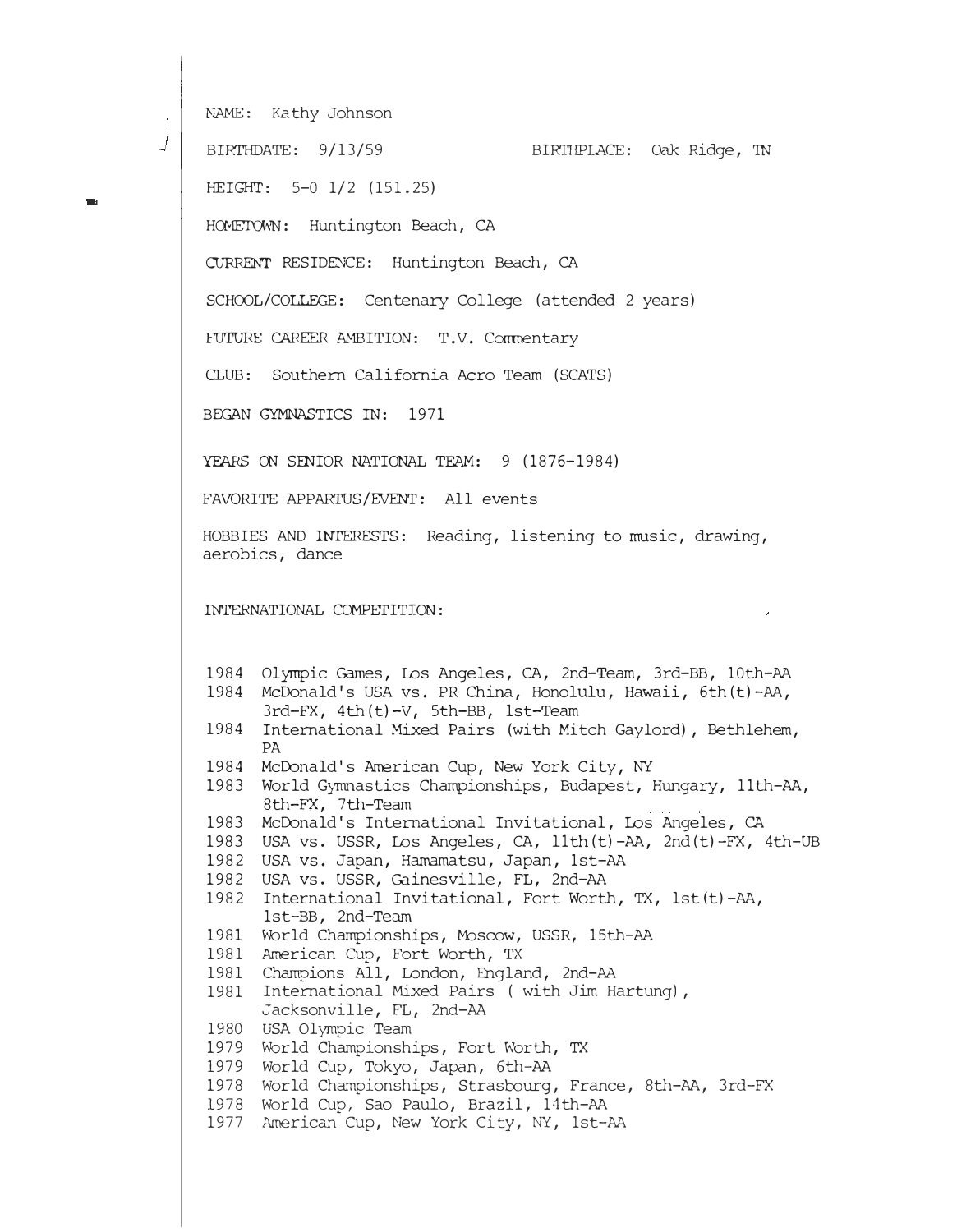NAME: Kathy Johnson

BIRTHDATE: 9/13/59 BIRTHPLACE: Oak Ridge, TN

HEIGHT: 5-0 1/2 (151.25)

HOMETOWN: Huntington Beach, CA

CURRENT RESIDENCE: Huntington Beach, CA

SCHOOL/COLLEGE: Centenary College (attended 2 years)

FUTURE CAREER AMBITION: T.V. Commentary

CLUB: Southern California Acro Team (SCATS)

BEGAN GYMNASTICS IN: 1971

YEARS ON SENIOR NATIONAL TEAM: 9 (1876-1984)

FAVORITE APPARTUS/EVENT: All events

HOBBIES AND INTERESTS: Reading, listening to music, drawing, aerobics, dance

INTERNATIONAL COMPETITION:

- 1984 Olympic Games, Los Angeles, CA, 2nd-Team, 3rd-BB, 10th-AA
- 1984 McDonald's USA vs. PR China, Honolulu, Hawaii, 6th(t)-AA, 3rd-FX, 4th(t)-V, 5th-BB, 1st-Team
- 1984 International Mixed Pairs (with Mitch Gaylord), Bethlehem, PA
- 1984 McDonald's American Cup, New York City, NY
- 1983 World Gymnastics Championships, Budapest, Hungary, 11th-AA, 8th-FX, 7th-Team
- 1983 McDonald's International Invitational, Los Angeles, CA
- 1983 USA vs. USSR, Los Angeles, CA, 11th(t)-AA, 2nd(t)-FX, 4th-UB
- 1982 USA vs. Japan, Hamamatsu, Japan, 1st-AA
- 1982 USA vs. USSR, Gainesville, FL, 2nd-AA
- 1982 International Invitational, Fort Worth, TX, 1st(t)-AA, 1st-BB, 2nd-Team
- 1981 World Championships, Moscow, USSR, 15th-AA
- 1981 American Cup, Fort Worth, TX
- 1981 Champions All, London, England, 2nd-AA
- 1981 International Mixed Pairs ( with Jim Hartung), Jacksonville, FL, 2nd-AA
- 1980 USA Olympic Team
- 1979 World Championships, Fort Worth, TX
- 1979 World Cup, Tokyo, Japan, 6th-AA
- 1978 World Championships, Strasbourg, France, 8th-AA, 3rd-FX
- 1978 World Cup, Sao Paulo, Brazil, 14th-AA
- 1977 American Cup, New York City, NY, 1st-AA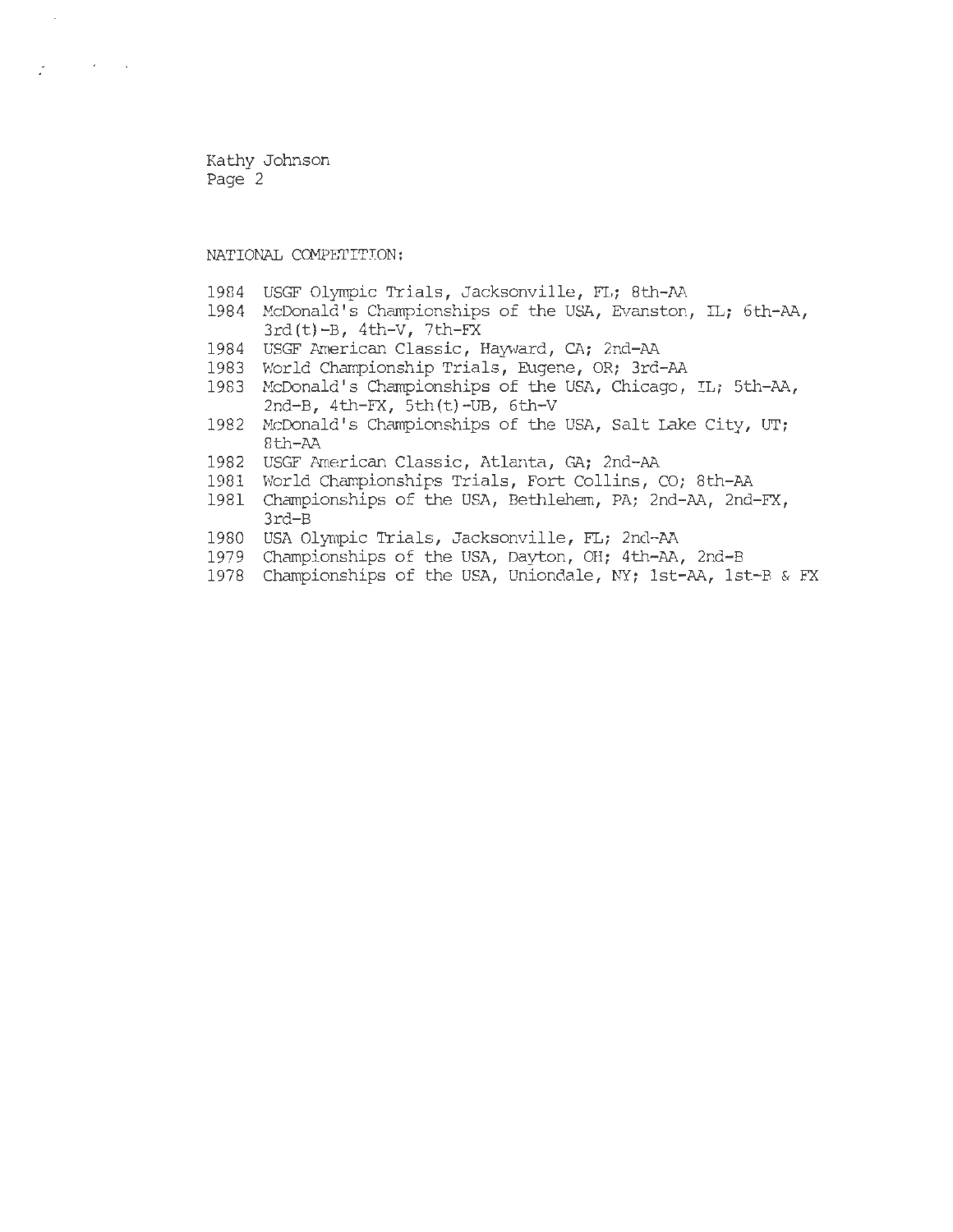NATIONAL COMPETITION:

- 1984 USGF Olympic Trials, Jacksonville, FL; 8th-AA
- 1984 McDonald's Championships of the USA, Evanston, IL; 6th-AA, 3rd(t)-B, 4th-V, 7th-FX
- 1984 USGF American Classic, Hayward, CA; 2nd-AA
- 1983 World Championship Trials, Eugene, OR; 3rd-AA
- 1983 McDonald's Championships of the USA, Chicago, IL; 5th-AA, 2nd-B, 4th-FX, 5th(t)-UB, 6th-V
- 1982 McDonald's Championships of the USA, Salt Lake City, UT; 8th-AA
- 1982 USGF American Classic, Atlanta, GA; 2nd-AA
- 1981 World Championships Trials, Fort Collins, CO; 8th-AA
- 1981 Championships of the USA, Bethlehem, PA; 2nd-AA, 2nd-FX, 3rd-B
- 1980 USA Olympic Trials, Jacksonville, FL; 2nd-AA
- 1979 Championships of the USA, Dayton, OH; 4th-AA, 2nd-B
- 1978 Championships of the USA, Uniondale, NY; 1st-AA, 1st-B & FX